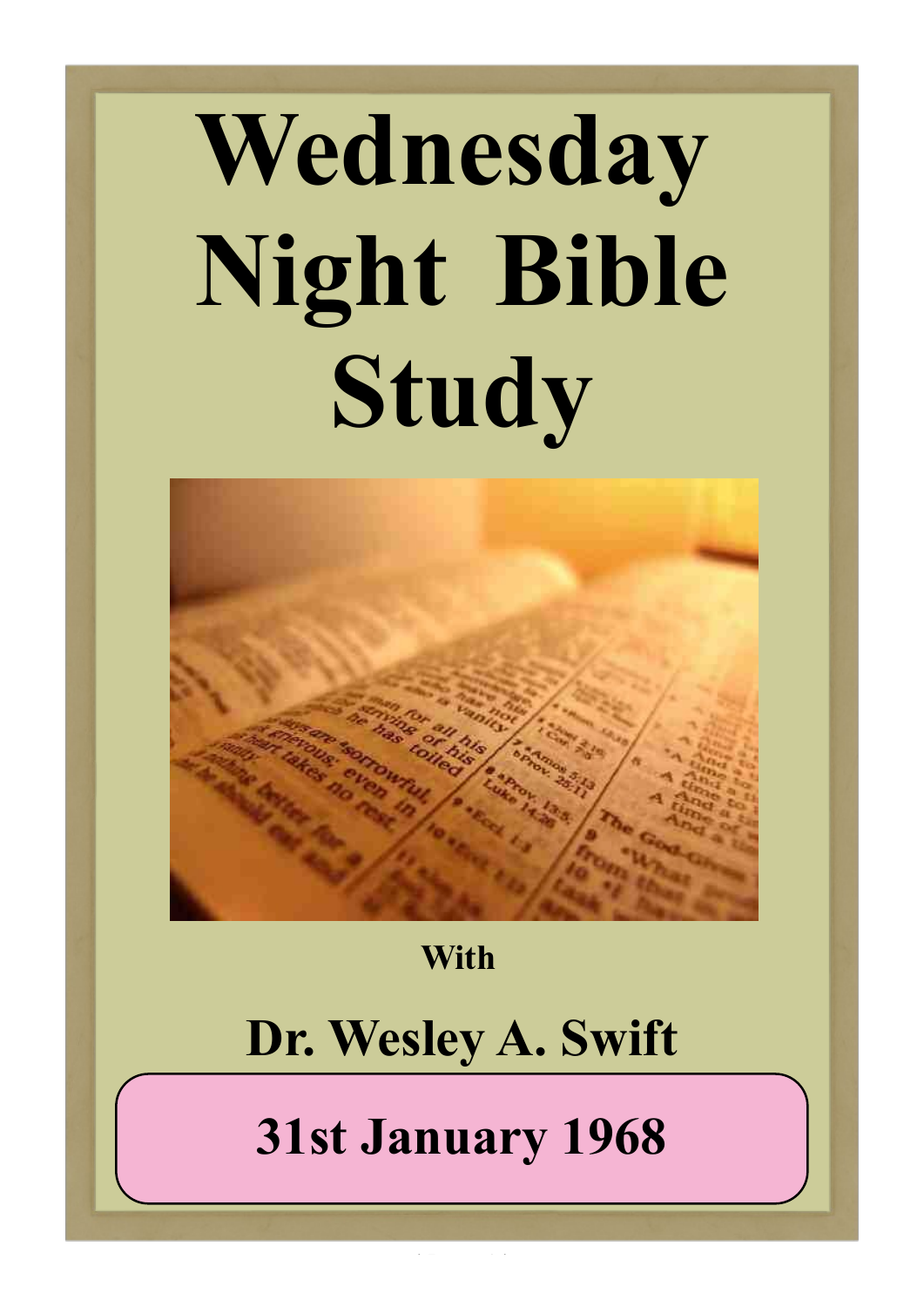# Wednesday Night Bible Study

With

## Dr. Wesley A. Swift

## 31st January 1968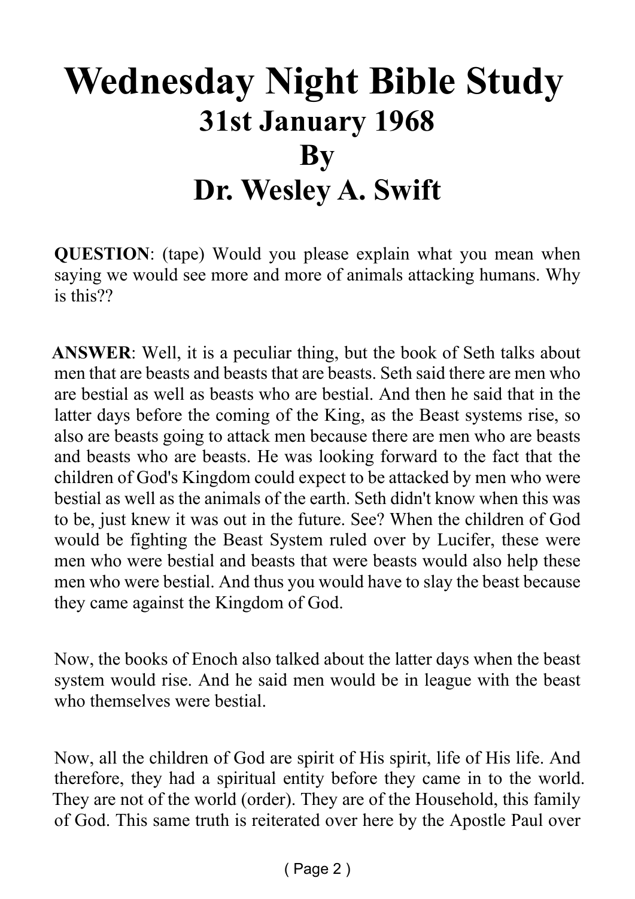# Wednesday Night Bible Study
## 31st January 1968
## By
## Dr. Wesley A. Swift

**QUESTION**: (tape) Would you please explain what you mean when saying we would see more and more of animals attacking humans. Why is this??

**ANSWER**: Well, it is a peculiar thing, but the book of Seth talks about men that are beasts and beasts that are beasts. Seth said there are men who are bestial as well as beasts who are bestial. And then he said that in the latter days before the coming of the King, as the Beast systems rise, so also are beasts going to attack men because there are men who are beasts and beasts who are beasts. He was looking forward to the fact that the children of God's Kingdom could expect to be attacked by men who were bestial as well as the animals of the earth. Seth didn't know when this was to be, just knew it was out in the future. See? When the children of God would be fighting the Beast System ruled over by Lucifer, these were men who were bestial and beasts that were beasts would also help these men who were bestial. And thus you would have to slay the beast because they came against the Kingdom of God.

Now, the books of Enoch also talked about the latter days when the beast system would rise. And he said men would be in league with the beast who themselves were bestial.

Now, all the children of God are spirit of His spirit, life of His life. And therefore, they had a spiritual entity before they came in to the world. They are not of the world (order). They are of the Household, this family of God. This same truth is reiterated over here by the Apostle Paul over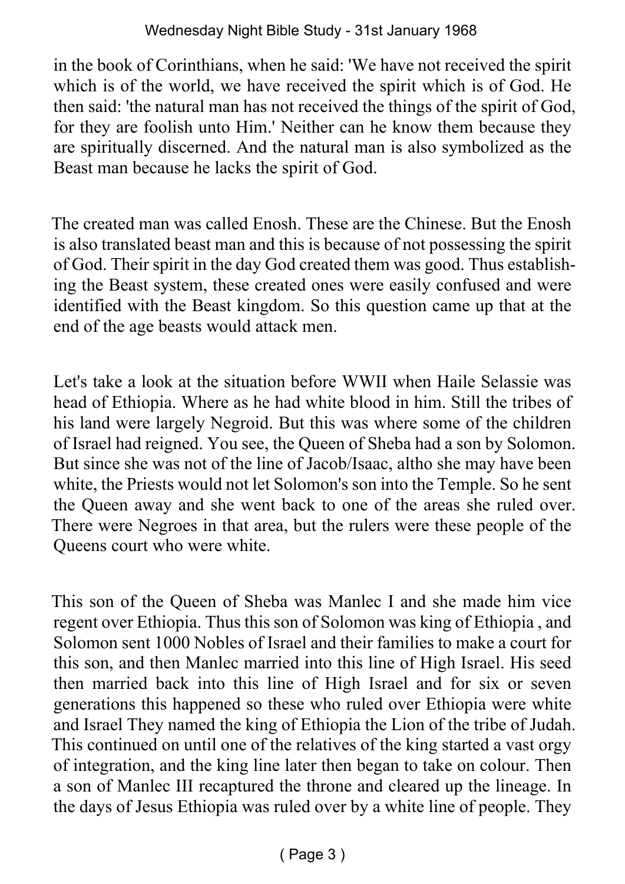in the book of Corinthians, when he said: 'We have not received the spirit which is of the world, we have received the spirit which is of God. He then said: 'the natural man has not received the things of the spirit of God, for they are foolish unto Him.' Neither can he know them because they are spiritually discerned. And the natural man is also symbolized as the Beast man because he lacks the spirit of God.

The created man was called Enosh. These are the Chinese. But the Enosh is also translated beast man and this is because of not possessing the spirit of God. Their spirit in the day God created them was good. Thus establishing the Beast system, these created ones were easily confused and were identified with the Beast kingdom. So this question came up that at the end of the age beasts would attack men.

Let's take a look at the situation before WWII when Haile Selassie was head of Ethiopia. Where as he had white blood in him. Still the tribes of his land were largely Negroid. But this was where some of the children of Israel had reigned. You see, the Queen of Sheba had a son by Solomon. But since she was not of the line of Jacob/Isaac, altho she may have been white, the Priests would not let Solomon's son into the Temple. So he sent the Queen away and she went back to one of the areas she ruled over. There were Negroes in that area, but the rulers were these people of the Queens court who were white.

This son of the Queen of Sheba was Manlec I and she made him vice regent over Ethiopia. Thus this son of Solomon was king of Ethiopia , and Solomon sent 1000 Nobles of Israel and their families to make a court for this son, and then Manlec married into this line of High Israel. His seed then married back into this line of High Israel and for six or seven generations this happened so these who ruled over Ethiopia were white and Israel They named the king of Ethiopia the Lion of the tribe of Judah. This continued on until one of the relatives of the king started a vast orgy of integration, and the king line later then began to take on colour. Then a son of Manlec III recaptured the throne and cleared up the lineage. In the days of Jesus Ethiopia was ruled over by a white line of people. They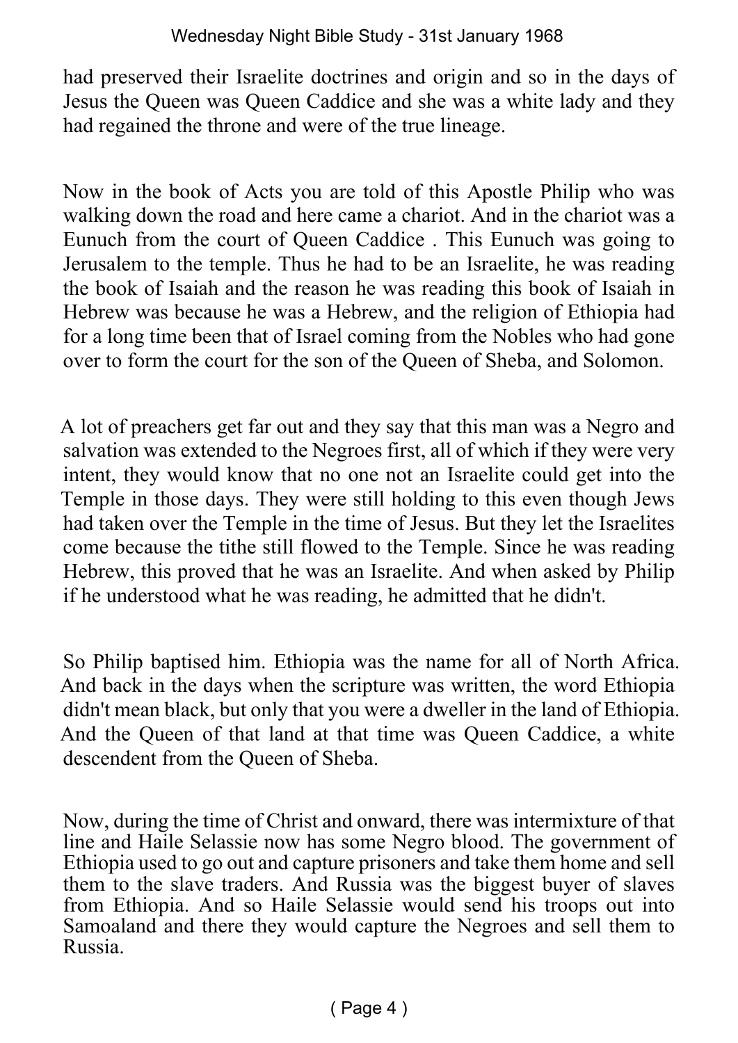had preserved their Israelite doctrines and origin and so in the days of Jesus the Queen was Queen Caddice and she was a white lady and they had regained the throne and were of the true lineage.

Now in the book of Acts you are told of this Apostle Philip who was walking down the road and here came a chariot. And in the chariot was a Eunuch from the court of Queen Caddice . This Eunuch was going to Jerusalem to the temple. Thus he had to be an Israelite, he was reading the book of Isaiah and the reason he was reading this book of Isaiah in Hebrew was because he was a Hebrew, and the religion of Ethiopia had for a long time been that of Israel coming from the Nobles who had gone over to form the court for the son of the Queen of Sheba, and Solomon.

A lot of preachers get far out and they say that this man was a Negro and salvation was extended to the Negroes first, all of which if they were very intent, they would know that no one not an Israelite could get into the Temple in those days. They were still holding to this even though Jews had taken over the Temple in the time of Jesus. But they let the Israelites come because the tithe still flowed to the Temple. Since he was reading Hebrew, this proved that he was an Israelite. And when asked by Philip if he understood what he was reading, he admitted that he didn't.

So Philip baptised him. Ethiopia was the name for all of North Africa. And back in the days when the scripture was written, the word Ethiopia didn't mean black, but only that you were a dweller in the land of Ethiopia. And the Queen of that land at that time was Queen Caddice, a white descendent from the Queen of Sheba.

Now, during the time of Christ and onward, there was intermixture of that line and Haile Selassie now has some Negro blood. The government of Ethiopia used to go out and capture prisoners and take them home and sell them to the slave traders. And Russia was the biggest buyer of slaves from Ethiopia. And so Haile Selassie would send his troops out into Samoaland and there they would capture the Negroes and sell them to Russia.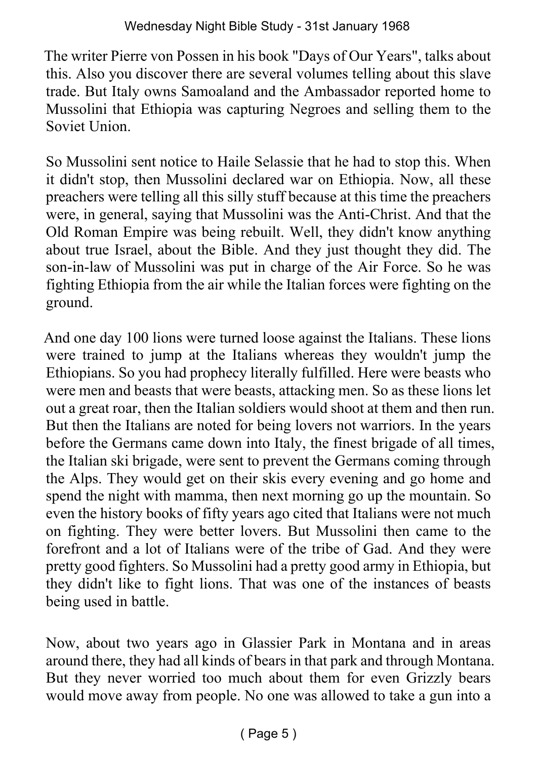The writer Pierre von Possen in his book "Days of Our Years", talks about this. Also you discover there are several volumes telling about this slave trade. But Italy owns Samoaland and the Ambassador reported home to Mussolini that Ethiopia was capturing Negroes and selling them to the Soviet Union.

So Mussolini sent notice to Haile Selassie that he had to stop this. When it didn't stop, then Mussolini declared war on Ethiopia. Now, all these preachers were telling all this silly stuff because at this time the preachers were, in general, saying that Mussolini was the Anti-Christ. And that the Old Roman Empire was being rebuilt. Well, they didn't know anything about true Israel, about the Bible. And they just thought they did. The son-in-law of Mussolini was put in charge of the Air Force. So he was fighting Ethiopia from the air while the Italian forces were fighting on the ground.

And one day 100 lions were turned loose against the Italians. These lions were trained to jump at the Italians whereas they wouldn't jump the Ethiopians. So you had prophecy literally fulfilled. Here were beasts who were men and beasts that were beasts, attacking men. So as these lions let out a great roar, then the Italian soldiers would shoot at them and then run. But then the Italians are noted for being lovers not warriors. In the years before the Germans came down into Italy, the finest brigade of all times, the Italian ski brigade, were sent to prevent the Germans coming through the Alps. They would get on their skis every evening and go home and spend the night with mamma, then next morning go up the mountain. So even the history books of fifty years ago cited that Italians were not much on fighting. They were better lovers. But Mussolini then came to the forefront and a lot of Italians were of the tribe of Gad. And they were pretty good fighters. So Mussolini had a pretty good army in Ethiopia, but they didn't like to fight lions. That was one of the instances of beasts being used in battle.

Now, about two years ago in Glassier Park in Montana and in areas around there, they had all kinds of bears in that park and through Montana. But they never worried too much about them for even Grizzly bears would move away from people. No one was allowed to take a gun into a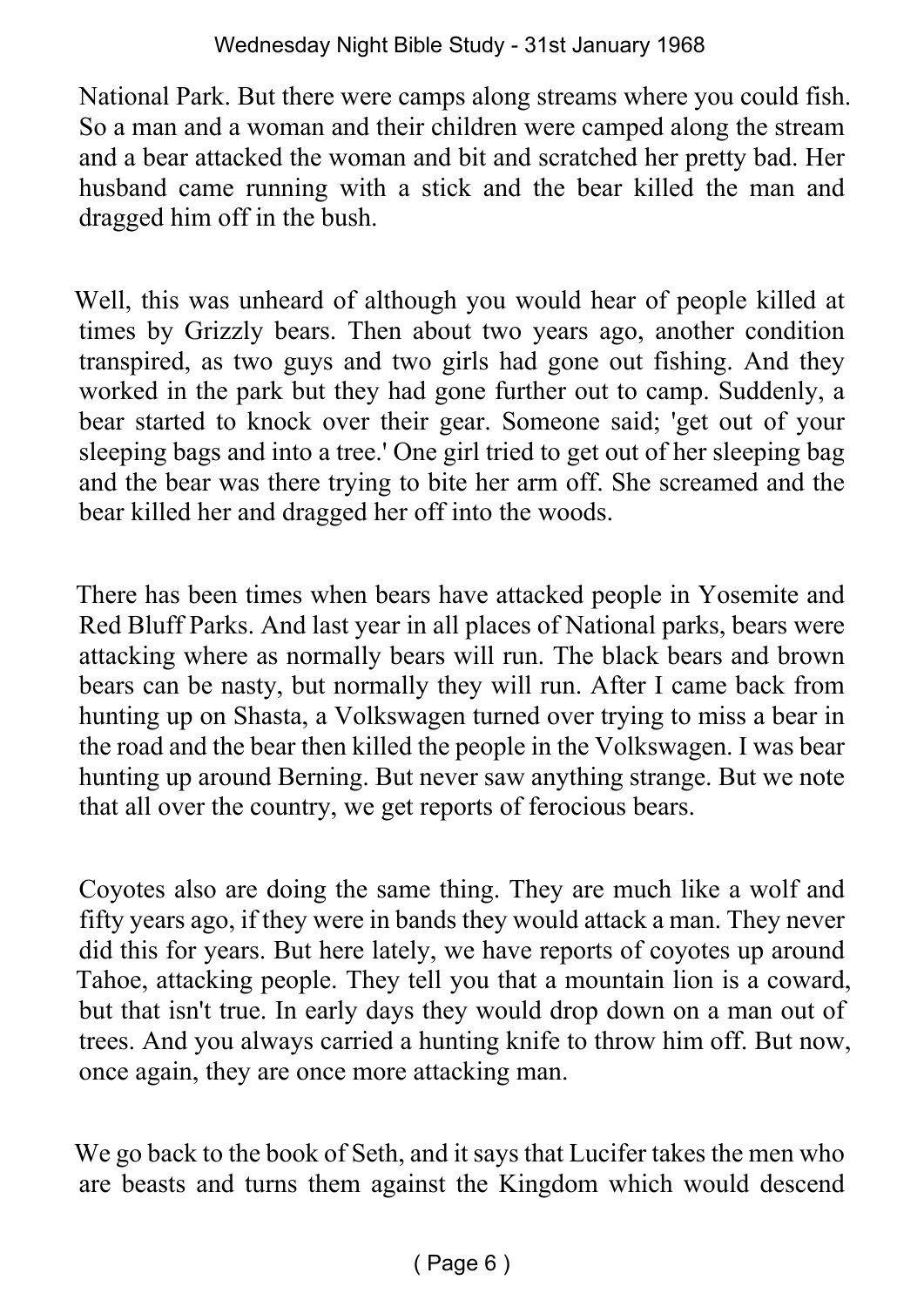National Park. But there were camps along streams where you could fish. So a man and a woman and their children were camped along the stream and a bear attacked the woman and bit and scratched her pretty bad. Her husband came running with a stick and the bear killed the man and dragged him off in the bush.

Well, this was unheard of although you would hear of people killed at times by Grizzly bears. Then about two years ago, another condition transpired, as two guys and two girls had gone out fishing. And they worked in the park but they had gone further out to camp. Suddenly, a bear started to knock over their gear. Someone said; 'get out of your sleeping bags and into a tree.' One girl tried to get out of her sleeping bag and the bear was there trying to bite her arm off. She screamed and the bear killed her and dragged her off into the woods.

There has been times when bears have attacked people in Yosemite and Red Bluff Parks. And last year in all places of National parks, bears were attacking where as normally bears will run. The black bears and brown bears can be nasty, but normally they will run. After I came back from hunting up on Shasta, a Volkswagen turned over trying to miss a bear in the road and the bear then killed the people in the Volkswagen. I was bear hunting up around Berning. But never saw anything strange. But we note that all over the country, we get reports of ferocious bears.

Coyotes also are doing the same thing. They are much like a wolf and fifty years ago, if they were in bands they would attack a man. They never did this for years. But here lately, we have reports of coyotes up around Tahoe, attacking people. They tell you that a mountain lion is a coward, but that isn't true. In early days they would drop down on a man out of trees. And you always carried a hunting knife to throw him off. But now, once again, they are once more attacking man.

We go back to the book of Seth, and it says that Lucifer takes the men who are beasts and turns them against the Kingdom which would descend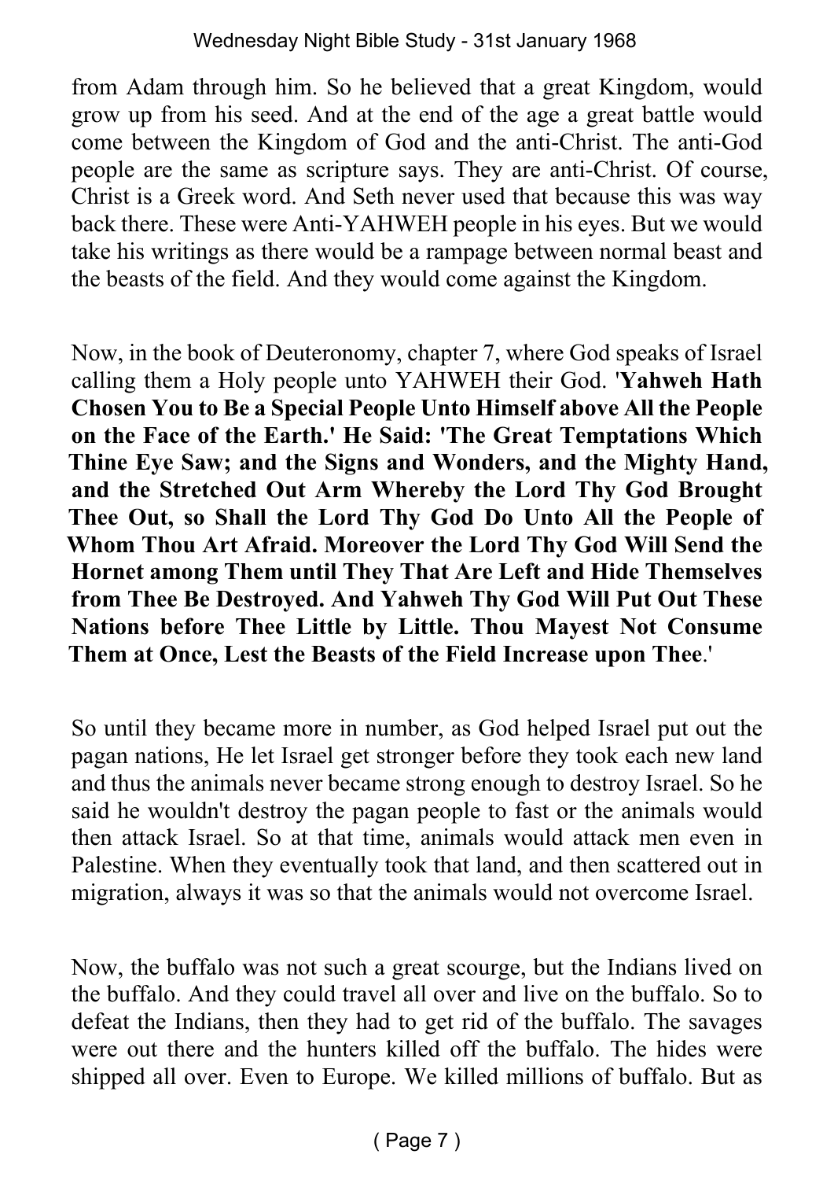from Adam through him. So he believed that a great Kingdom, would grow up from his seed. And at the end of the age a great battle would come between the Kingdom of God and the anti-Christ. The anti-God people are the same as scripture says. They are anti-Christ. Of course, Christ is a Greek word. And Seth never used that because this was way back there. These were Anti-YAHWEH people in his eyes. But we would take his writings as there would be a rampage between normal beast and the beasts of the field. And they would come against the Kingdom.

Now, in the book of Deuteronomy, chapter 7, where God speaks of Israel calling them a Holy people unto YAHWEH their God. '**Yahweh Hath Chosen You to Be a Special People Unto Himself above All the People on the Face of the Earth.' He Said: 'The Great Temptations Which Thine Eye Saw; and the Signs and Wonders, and the Mighty Hand, and the Stretched Out Arm Whereby the Lord Thy God Brought Thee Out, so Shall the Lord Thy God Do Unto All the People of Whom Thou Art Afraid. Moreover the Lord Thy God Will Send the Hornet among Them until They That Are Left and Hide Themselves from Thee Be Destroyed. And Yahweh Thy God Will Put Out These Nations before Thee Little by Little. Thou Mayest Not Consume Them at Once, Lest the Beasts of the Field Increase upon Thee**.'

So until they became more in number, as God helped Israel put out the pagan nations, He let Israel get stronger before they took each new land and thus the animals never became strong enough to destroy Israel. So he said he wouldn't destroy the pagan people to fast or the animals would then attack Israel. So at that time, animals would attack men even in Palestine. When they eventually took that land, and then scattered out in migration, always it was so that the animals would not overcome Israel.

Now, the buffalo was not such a great scourge, but the Indians lived on the buffalo. And they could travel all over and live on the buffalo. So to defeat the Indians, then they had to get rid of the buffalo. The savages were out there and the hunters killed off the buffalo. The hides were shipped all over. Even to Europe. We killed millions of buffalo. But as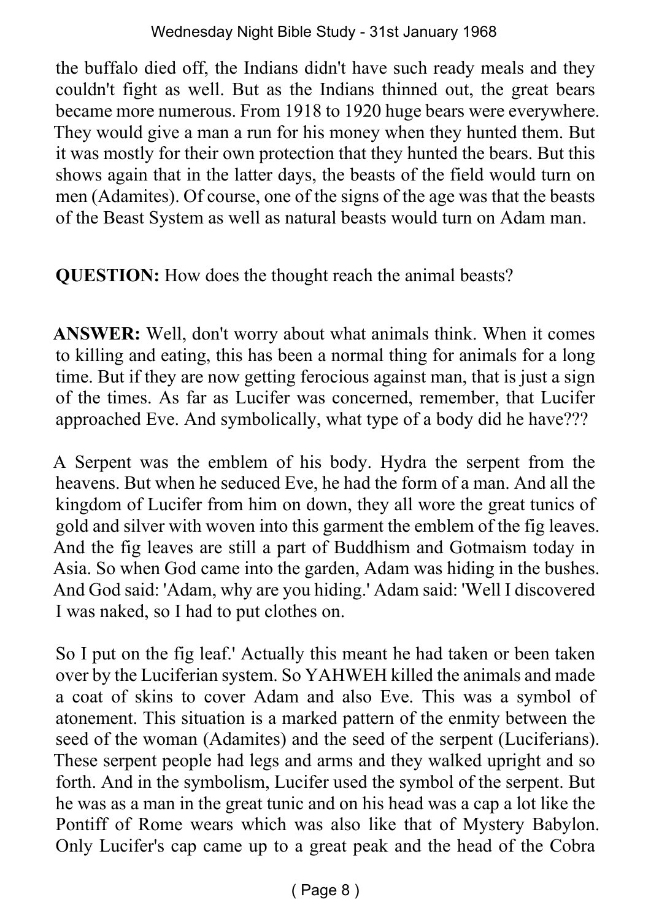the buffalo died off, the Indians didn't have such ready meals and they couldn't fight as well. But as the Indians thinned out, the great bears became more numerous. From 1918 to 1920 huge bears were everywhere. They would give a man a run for his money when they hunted them. But it was mostly for their own protection that they hunted the bears. But this shows again that in the latter days, the beasts of the field would turn on men (Adamites). Of course, one of the signs of the age was that the beasts of the Beast System as well as natural beasts would turn on Adam man.

**QUESTION:** How does the thought reach the animal beasts?

**ANSWER:** Well, don't worry about what animals think. When it comes to killing and eating, this has been a normal thing for animals for a long time. But if they are now getting ferocious against man, that is just a sign of the times. As far as Lucifer was concerned, remember, that Lucifer approached Eve. And symbolically, what type of a body did he have???

A Serpent was the emblem of his body. Hydra the serpent from the heavens. But when he seduced Eve, he had the form of a man. And all the kingdom of Lucifer from him on down, they all wore the great tunics of gold and silver with woven into this garment the emblem of the fig leaves. And the fig leaves are still a part of Buddhism and Gotmaism today in Asia. So when God came into the garden, Adam was hiding in the bushes. And God said: 'Adam, why are you hiding.' Adam said: 'Well I discovered I was naked, so I had to put clothes on.

So I put on the fig leaf.' Actually this meant he had taken or been taken over by the Luciferian system. So YAHWEH killed the animals and made a coat of skins to cover Adam and also Eve. This was a symbol of atonement. This situation is a marked pattern of the enmity between the seed of the woman (Adamites) and the seed of the serpent (Luciferians). These serpent people had legs and arms and they walked upright and so forth. And in the symbolism, Lucifer used the symbol of the serpent. But he was as a man in the great tunic and on his head was a cap a lot like the Pontiff of Rome wears which was also like that of Mystery Babylon. Only Lucifer's cap came up to a great peak and the head of the Cobra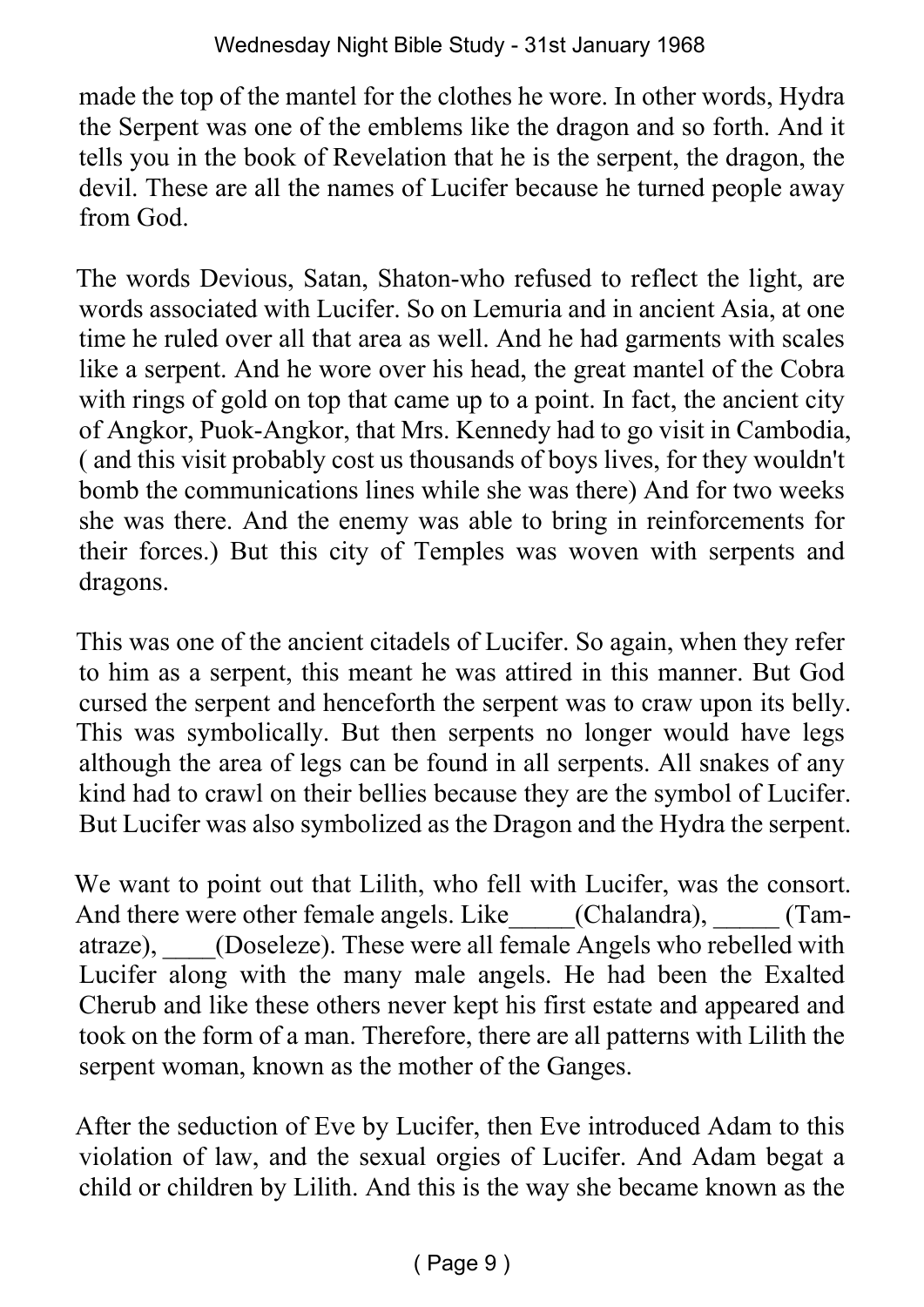made the top of the mantel for the clothes he wore. In other words, Hydra the Serpent was one of the emblems like the dragon and so forth. And it tells you in the book of Revelation that he is the serpent, the dragon, the devil. These are all the names of Lucifer because he turned people away from God.

The words Devious, Satan, Shaton-who refused to reflect the light, are words associated with Lucifer. So on Lemuria and in ancient Asia, at one time he ruled over all that area as well. And he had garments with scales like a serpent. And he wore over his head, the great mantel of the Cobra with rings of gold on top that came up to a point. In fact, the ancient city of Angkor, Puok-Angkor, that Mrs. Kennedy had to go visit in Cambodia, ( and this visit probably cost us thousands of boys lives, for they wouldn't bomb the communications lines while she was there) And for two weeks she was there. And the enemy was able to bring in reinforcements for their forces.) But this city of Temples was woven with serpents and dragons.

This was one of the ancient citadels of Lucifer. So again, when they refer to him as a serpent, this meant he was attired in this manner. But God cursed the serpent and henceforth the serpent was to craw upon its belly. This was symbolically. But then serpents no longer would have legs although the area of legs can be found in all serpents. All snakes of any kind had to crawl on their bellies because they are the symbol of Lucifer. But Lucifer was also symbolized as the Dragon and the Hydra the serpent.

We want to point out that Lilith, who fell with Lucifer, was the consort. And there were other female angels. Like_____(Chalandra), _____ (Tam-atraze), ____(Doseleze). These were all female Angels who rebelled with Lucifer along with the many male angels. He had been the Exalted Cherub and like these others never kept his first estate and appeared and took on the form of a man. Therefore, there are all patterns with Lilith the serpent woman, known as the mother of the Ganges.

After the seduction of Eve by Lucifer, then Eve introduced Adam to this violation of law, and the sexual orgies of Lucifer. And Adam begat a child or children by Lilith. And this is the way she became known as the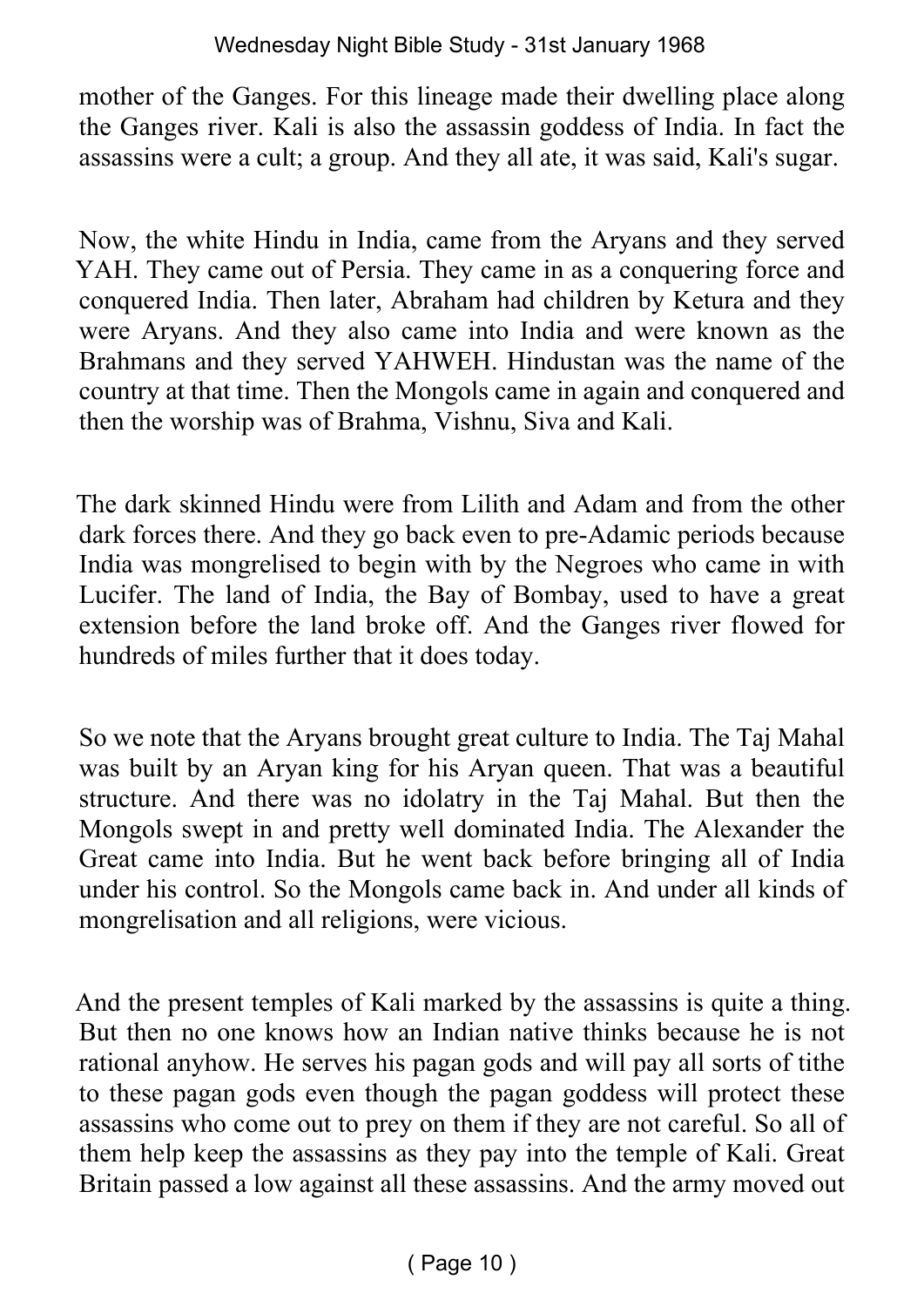mother of the Ganges. For this lineage made their dwelling place along the Ganges river. Kali is also the assassin goddess of India. In fact the assassins were a cult; a group. And they all ate, it was said, Kali's sugar.

Now, the white Hindu in India, came from the Aryans and they served YAH. They came out of Persia. They came in as a conquering force and conquered India. Then later, Abraham had children by Ketura and they were Aryans. And they also came into India and were known as the Brahmans and they served YAHWEH. Hindustan was the name of the country at that time. Then the Mongols came in again and conquered and then the worship was of Brahma, Vishnu, Siva and Kali.

The dark skinned Hindu were from Lilith and Adam and from the other dark forces there. And they go back even to pre-Adamic periods because India was mongrelised to begin with by the Negroes who came in with Lucifer. The land of India, the Bay of Bombay, used to have a great extension before the land broke off. And the Ganges river flowed for hundreds of miles further that it does today.

So we note that the Aryans brought great culture to India. The Taj Mahal was built by an Aryan king for his Aryan queen. That was a beautiful structure. And there was no idolatry in the Taj Mahal. But then the Mongols swept in and pretty well dominated India. The Alexander the Great came into India. But he went back before bringing all of India under his control. So the Mongols came back in. And under all kinds of mongrelisation and all religions, were vicious.

And the present temples of Kali marked by the assassins is quite a thing. But then no one knows how an Indian native thinks because he is not rational anyhow. He serves his pagan gods and will pay all sorts of tithe to these pagan gods even though the pagan goddess will protect these assassins who come out to prey on them if they are not careful. So all of them help keep the assassins as they pay into the temple of Kali. Great Britain passed a low against all these assassins. And the army moved out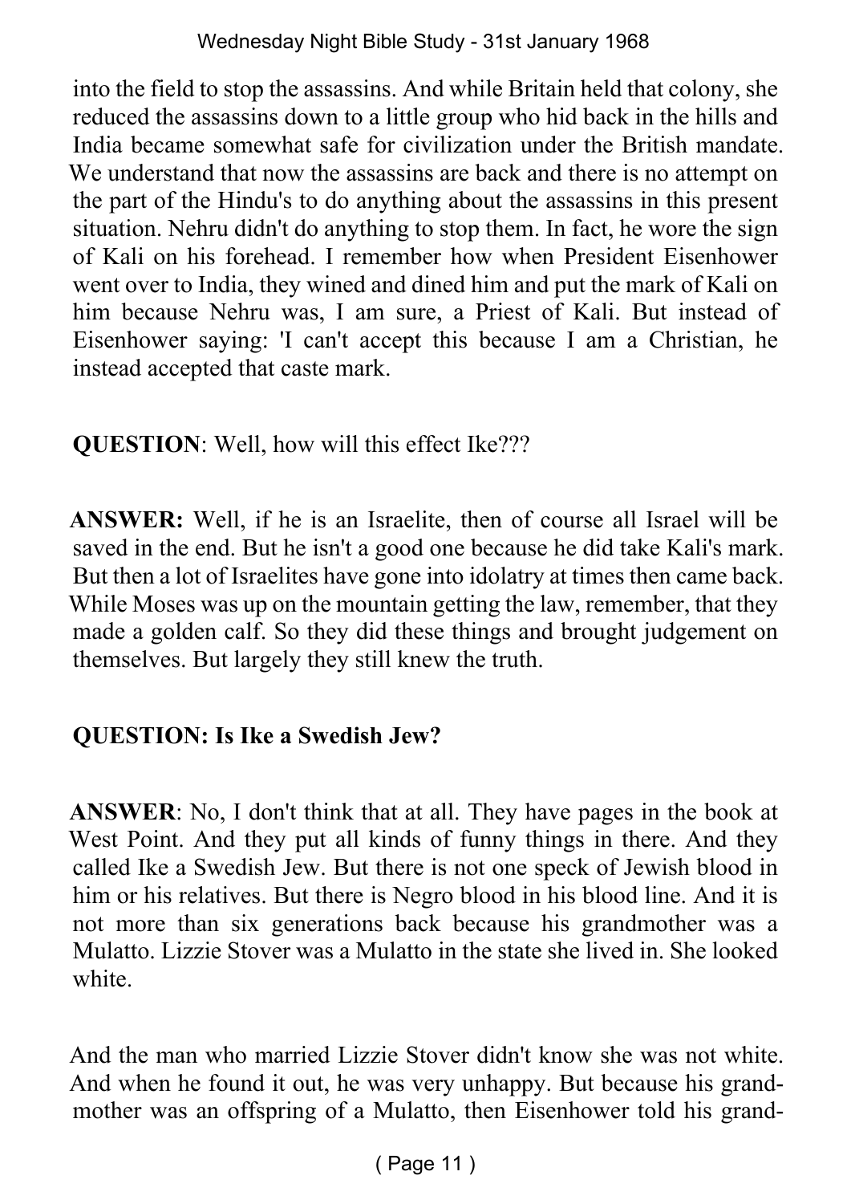into the field to stop the assassins. And while Britain held that colony, she reduced the assassins down to a little group who hid back in the hills and India became somewhat safe for civilization under the British mandate. We understand that now the assassins are back and there is no attempt on the part of the Hindu's to do anything about the assassins in this present situation. Nehru didn't do anything to stop them. In fact, he wore the sign of Kali on his forehead. I remember how when President Eisenhower went over to India, they wined and dined him and put the mark of Kali on him because Nehru was, I am sure, a Priest of Kali. But instead of Eisenhower saying: 'I can't accept this because I am a Christian, he instead accepted that caste mark.

**QUESTION**: Well, how will this effect Ike???

**ANSWER:** Well, if he is an Israelite, then of course all Israel will be saved in the end. But he isn't a good one because he did take Kali's mark. But then a lot of Israelites have gone into idolatry at times then came back. While Moses was up on the mountain getting the law, remember, that they made a golden calf. So they did these things and brought judgement on themselves. But largely they still knew the truth.

**QUESTION: Is Ike a Swedish Jew?**

**ANSWER**: No, I don't think that at all. They have pages in the book at West Point. And they put all kinds of funny things in there. And they called Ike a Swedish Jew. But there is not one speck of Jewish blood in him or his relatives. But there is Negro blood in his blood line. And it is not more than six generations back because his grandmother was a Mulatto. Lizzie Stover was a Mulatto in the state she lived in. She looked white.

And the man who married Lizzie Stover didn't know she was not white. And when he found it out, he was very unhappy. But because his grandmother was an offspring of a Mulatto, then Eisenhower told his grand-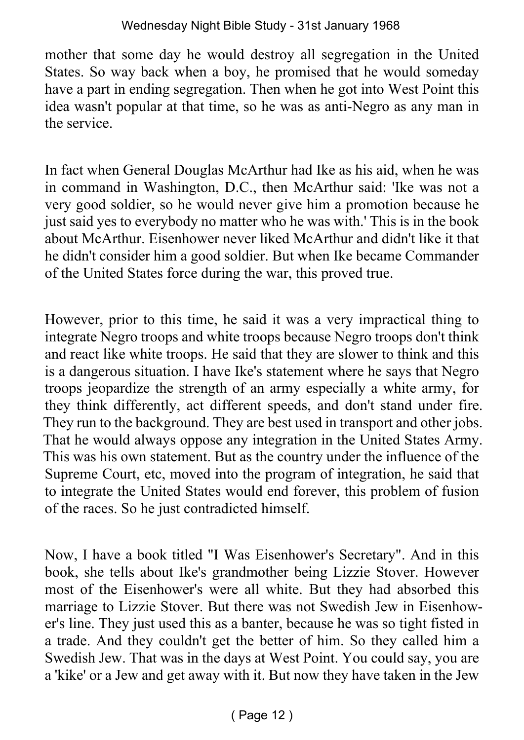mother that some day he would destroy all segregation in the United States. So way back when a boy, he promised that he would someday have a part in ending segregation. Then when he got into West Point this idea wasn't popular at that time, so he was as anti-Negro as any man in the service.

In fact when General Douglas McArthur had Ike as his aid, when he was in command in Washington, D.C., then McArthur said: 'Ike was not a very good soldier, so he would never give him a promotion because he just said yes to everybody no matter who he was with.' This is in the book about McArthur. Eisenhower never liked McArthur and didn't like it that he didn't consider him a good soldier. But when Ike became Commander of the United States force during the war, this proved true.

However, prior to this time, he said it was a very impractical thing to integrate Negro troops and white troops because Negro troops don't think and react like white troops. He said that they are slower to think and this is a dangerous situation. I have Ike's statement where he says that Negro troops jeopardize the strength of an army especially a white army, for they think differently, act different speeds, and don't stand under fire. They run to the background. They are best used in transport and other jobs. That he would always oppose any integration in the United States Army. This was his own statement. But as the country under the influence of the Supreme Court, etc, moved into the program of integration, he said that to integrate the United States would end forever, this problem of fusion of the races. So he just contradicted himself.

Now, I have a book titled "I Was Eisenhower's Secretary". And in this book, she tells about Ike's grandmother being Lizzie Stover. However most of the Eisenhower's were all white. But they had absorbed this marriage to Lizzie Stover. But there was not Swedish Jew in Eisenhower's line. They just used this as a banter, because he was so tight fisted in a trade. And they couldn't get the better of him. So they called him a Swedish Jew. That was in the days at West Point. You could say, you are a 'kike' or a Jew and get away with it. But now they have taken in the Jew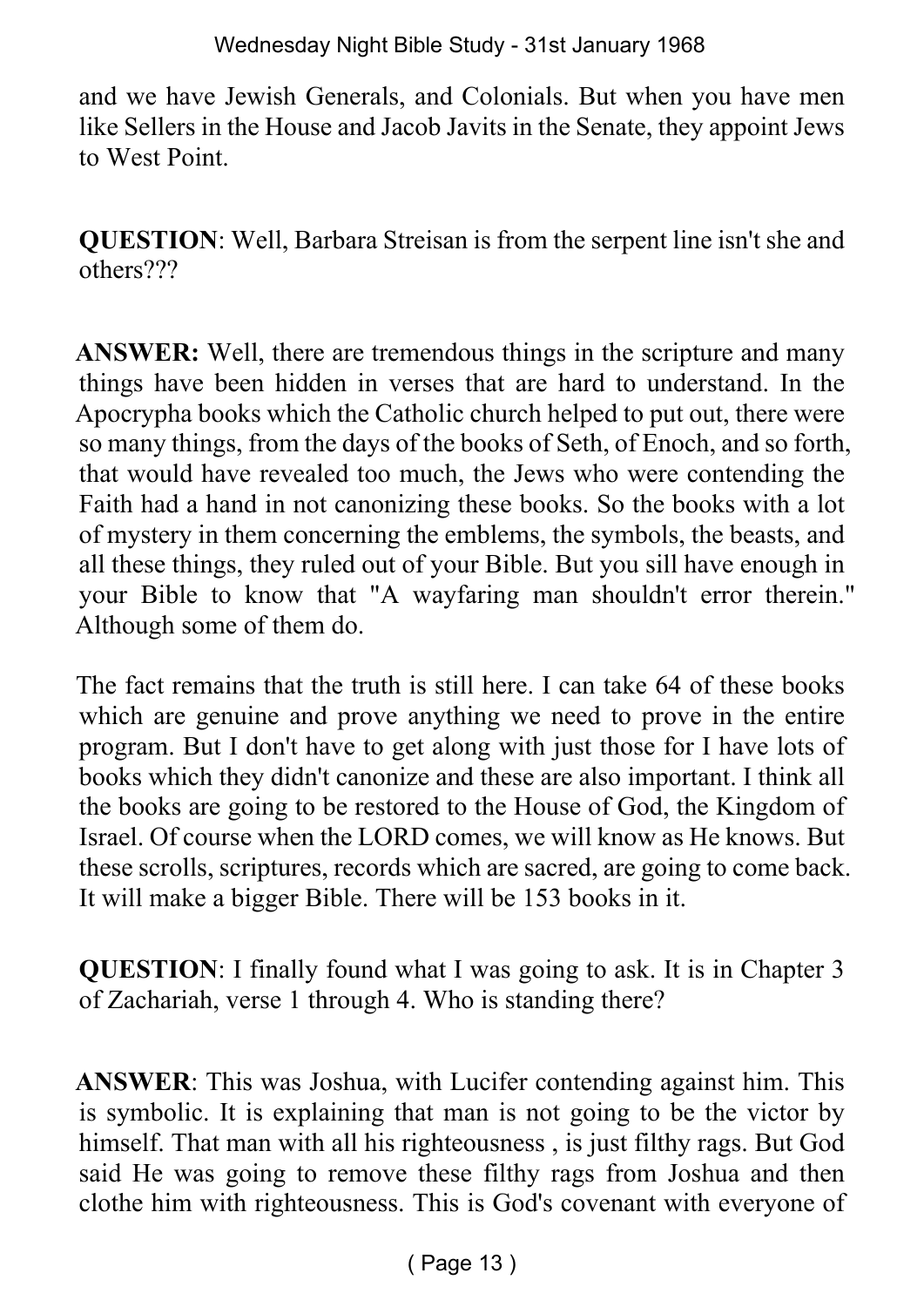and we have Jewish Generals, and Colonials. But when you have men like Sellers in the House and Jacob Javits in the Senate, they appoint Jews to West Point.

**QUESTION**: Well, Barbara Streisan is from the serpent line isn't she and others???

**ANSWER:** Well, there are tremendous things in the scripture and many things have been hidden in verses that are hard to understand. In the Apocrypha books which the Catholic church helped to put out, there were so many things, from the days of the books of Seth, of Enoch, and so forth, that would have revealed too much, the Jews who were contending the Faith had a hand in not canonizing these books. So the books with a lot of mystery in them concerning the emblems, the symbols, the beasts, and all these things, they ruled out of your Bible. But you sill have enough in your Bible to know that "A wayfaring man shouldn't error therein." Although some of them do.

The fact remains that the truth is still here. I can take 64 of these books which are genuine and prove anything we need to prove in the entire program. But I don't have to get along with just those for I have lots of books which they didn't canonize and these are also important. I think all the books are going to be restored to the House of God, the Kingdom of Israel. Of course when the LORD comes, we will know as He knows. But these scrolls, scriptures, records which are sacred, are going to come back. It will make a bigger Bible. There will be 153 books in it.

**QUESTION**: I finally found what I was going to ask. It is in Chapter 3 of Zachariah, verse 1 through 4. Who is standing there?

**ANSWER**: This was Joshua, with Lucifer contending against him. This is symbolic. It is explaining that man is not going to be the victor by himself. That man with all his righteousness , is just filthy rags. But God said He was going to remove these filthy rags from Joshua and then clothe him with righteousness. This is God's covenant with everyone of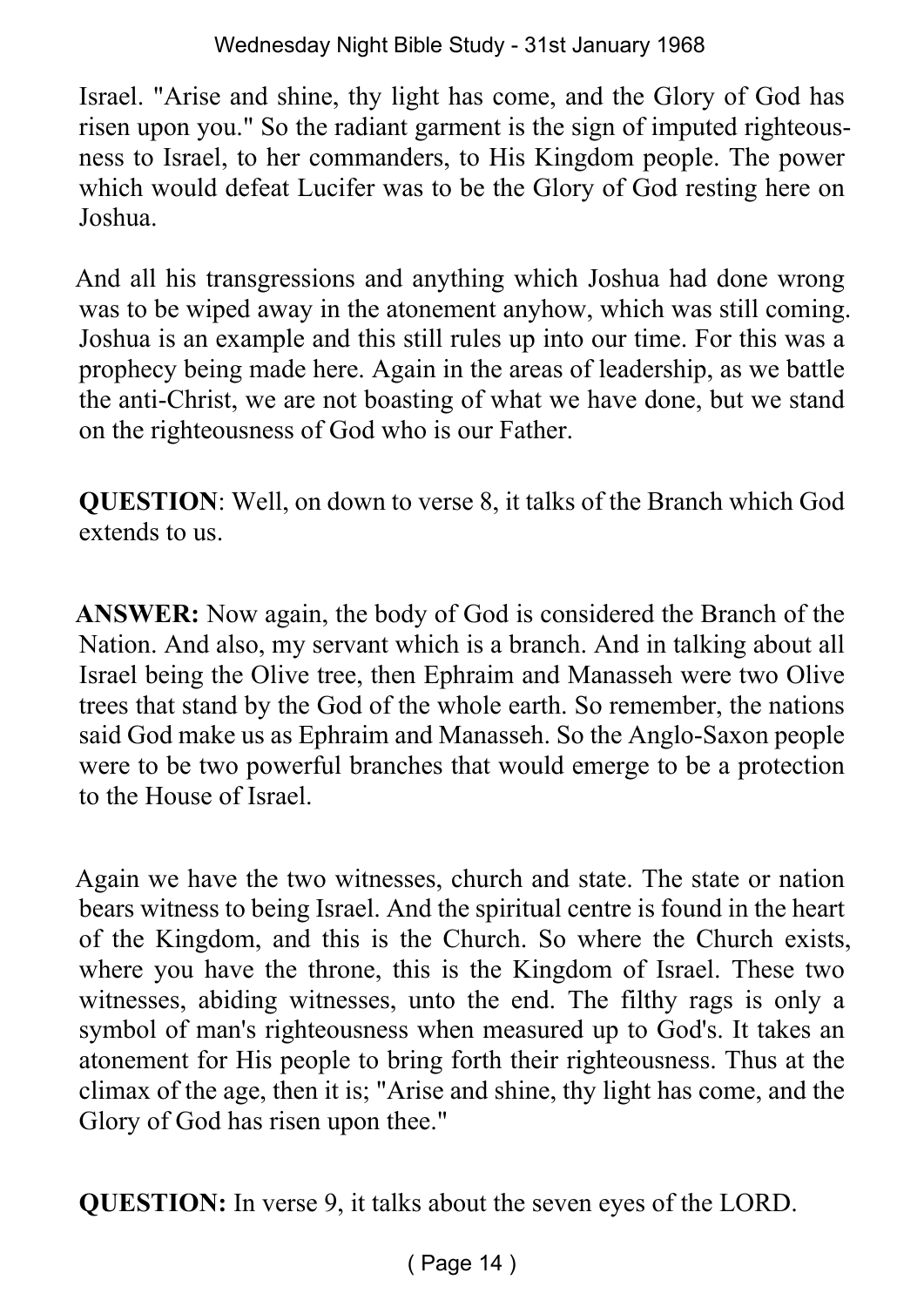Israel. "Arise and shine, thy light has come, and the Glory of God has risen upon you." So the radiant garment is the sign of imputed righteousness to Israel, to her commanders, to His Kingdom people. The power which would defeat Lucifer was to be the Glory of God resting here on Joshua.

And all his transgressions and anything which Joshua had done wrong was to be wiped away in the atonement anyhow, which was still coming. Joshua is an example and this still rules up into our time. For this was a prophecy being made here. Again in the areas of leadership, as we battle the anti-Christ, we are not boasting of what we have done, but we stand on the righteousness of God who is our Father.

**QUESTION**: Well, on down to verse 8, it talks of the Branch which God extends to us.

**ANSWER:** Now again, the body of God is considered the Branch of the Nation. And also, my servant which is a branch. And in talking about all Israel being the Olive tree, then Ephraim and Manasseh were two Olive trees that stand by the God of the whole earth. So remember, the nations said God make us as Ephraim and Manasseh. So the Anglo-Saxon people were to be two powerful branches that would emerge to be a protection to the House of Israel.

Again we have the two witnesses, church and state. The state or nation bears witness to being Israel. And the spiritual centre is found in the heart of the Kingdom, and this is the Church. So where the Church exists, where you have the throne, this is the Kingdom of Israel. These two witnesses, abiding witnesses, unto the end. The filthy rags is only a symbol of man's righteousness when measured up to God's. It takes an atonement for His people to bring forth their righteousness. Thus at the climax of the age, then it is; "Arise and shine, thy light has come, and the Glory of God has risen upon thee."

**QUESTION:** In verse 9, it talks about the seven eyes of the LORD.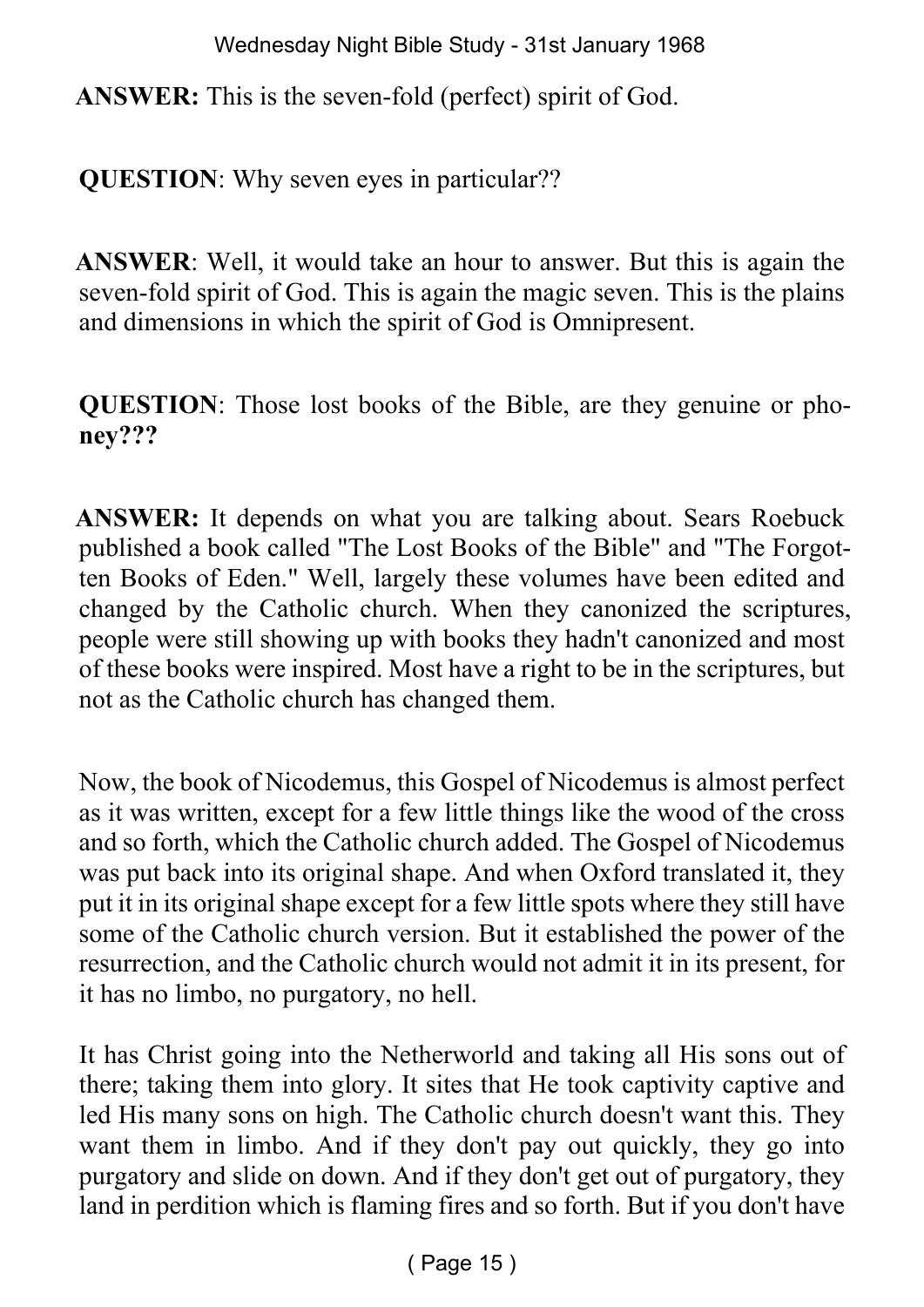**ANSWER:** This is the seven-fold (perfect) spirit of God.

**QUESTION**: Why seven eyes in particular??

**ANSWER**: Well, it would take an hour to answer. But this is again the seven-fold spirit of God. This is again the magic seven. This is the plains and dimensions in which the spirit of God is Omnipresent.

**QUESTION**: Those lost books of the Bible, are they genuine or phoney???

**ANSWER:** It depends on what you are talking about. Sears Roebuck published a book called "The Lost Books of the Bible" and "The Forgotten Books of Eden." Well, largely these volumes have been edited and changed by the Catholic church. When they canonized the scriptures, people were still showing up with books they hadn't canonized and most of these books were inspired. Most have a right to be in the scriptures, but not as the Catholic church has changed them.

Now, the book of Nicodemus, this Gospel of Nicodemus is almost perfect as it was written, except for a few little things like the wood of the cross and so forth, which the Catholic church added. The Gospel of Nicodemus was put back into its original shape. And when Oxford translated it, they put it in its original shape except for a few little spots where they still have some of the Catholic church version. But it established the power of the resurrection, and the Catholic church would not admit it in its present, for it has no limbo, no purgatory, no hell.

It has Christ going into the Netherworld and taking all His sons out of there; taking them into glory. It sites that He took captivity captive and led His many sons on high. The Catholic church doesn't want this. They want them in limbo. And if they don't pay out quickly, they go into purgatory and slide on down. And if they don't get out of purgatory, they land in perdition which is flaming fires and so forth. But if you don't have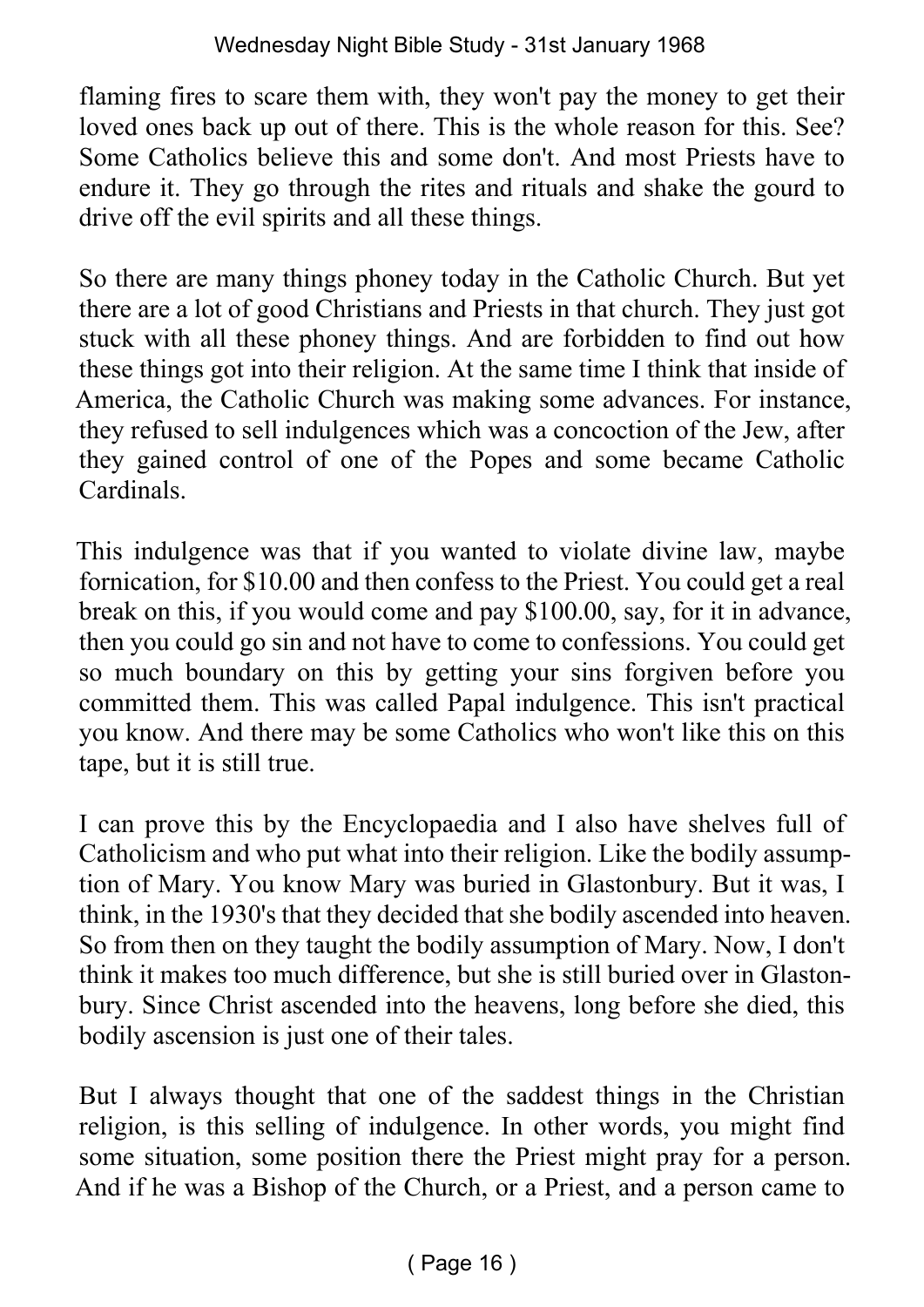flaming fires to scare them with, they won't pay the money to get their loved ones back up out of there. This is the whole reason for this. See? Some Catholics believe this and some don't. And most Priests have to endure it. They go through the rites and rituals and shake the gourd to drive off the evil spirits and all these things.

So there are many things phoney today in the Catholic Church. But yet there are a lot of good Christians and Priests in that church. They just got stuck with all these phoney things. And are forbidden to find out how these things got into their religion. At the same time I think that inside of America, the Catholic Church was making some advances. For instance, they refused to sell indulgences which was a concoction of the Jew, after they gained control of one of the Popes and some became Catholic Cardinals.

This indulgence was that if you wanted to violate divine law, maybe fornication, for $10.00 and then confess to the Priest. You could get a real break on this, if you would come and pay $100.00, say, for it in advance, then you could go sin and not have to come to confessions. You could get so much boundary on this by getting your sins forgiven before you committed them. This was called Papal indulgence. This isn't practical you know. And there may be some Catholics who won't like this on this tape, but it is still true.

I can prove this by the Encyclopaedia and I also have shelves full of Catholicism and who put what into their religion. Like the bodily assumption of Mary. You know Mary was buried in Glastonbury. But it was, I think, in the 1930's that they decided that she bodily ascended into heaven. So from then on they taught the bodily assumption of Mary. Now, I don't think it makes too much difference, but she is still buried over in Glastonbury. Since Christ ascended into the heavens, long before she died, this bodily ascension is just one of their tales.

But I always thought that one of the saddest things in the Christian religion, is this selling of indulgence. In other words, you might find some situation, some position there the Priest might pray for a person. And if he was a Bishop of the Church, or a Priest, and a person came to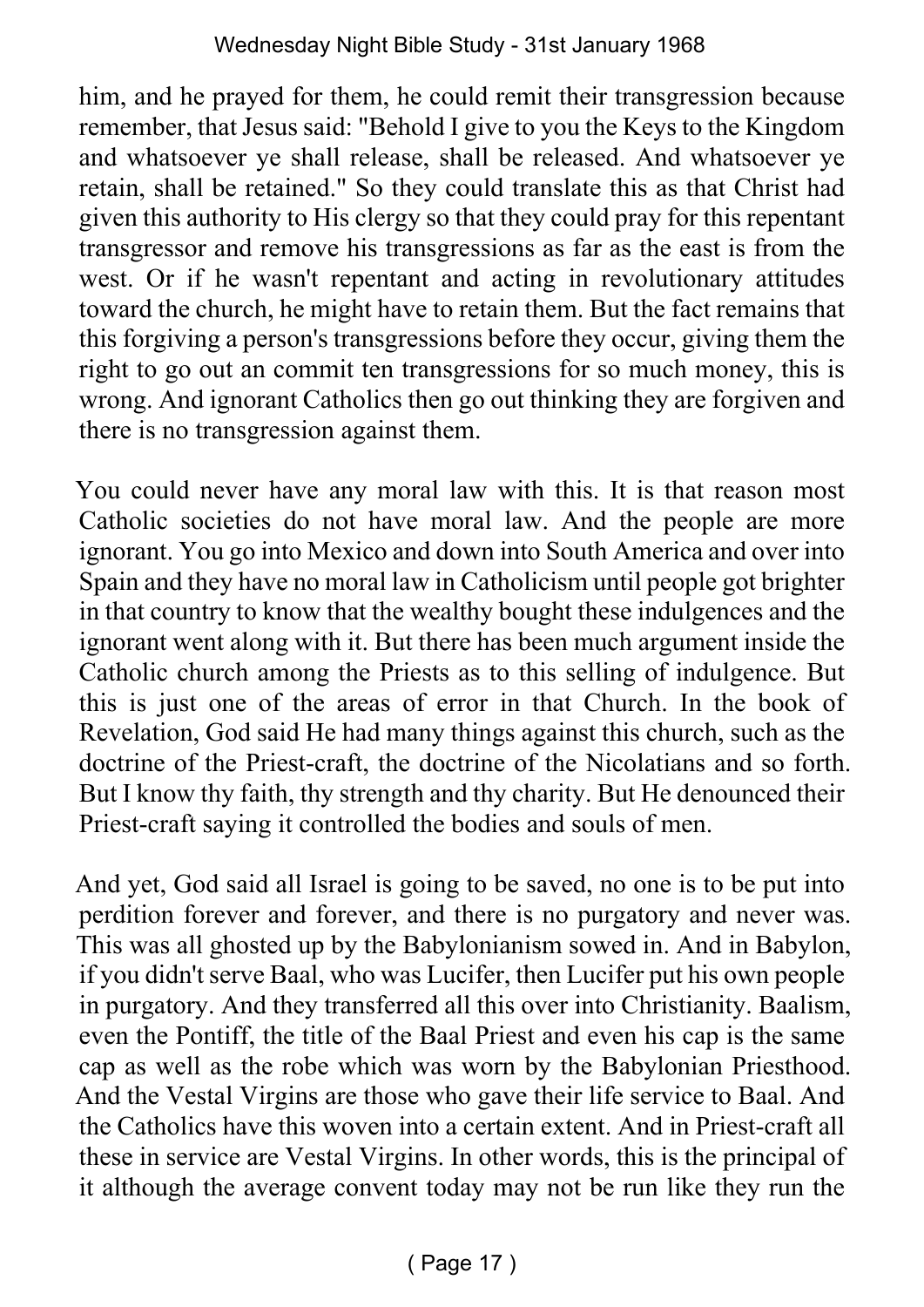him, and he prayed for them, he could remit their transgression because remember, that Jesus said: "Behold I give to you the Keys to the Kingdom and whatsoever ye shall release, shall be released. And whatsoever ye retain, shall be retained." So they could translate this as that Christ had given this authority to His clergy so that they could pray for this repentant transgressor and remove his transgressions as far as the east is from the west. Or if he wasn't repentant and acting in revolutionary attitudes toward the church, he might have to retain them. But the fact remains that this forgiving a person's transgressions before they occur, giving them the right to go out an commit ten transgressions for so much money, this is wrong. And ignorant Catholics then go out thinking they are forgiven and there is no transgression against them.

You could never have any moral law with this. It is that reason most Catholic societies do not have moral law. And the people are more ignorant. You go into Mexico and down into South America and over into Spain and they have no moral law in Catholicism until people got brighter in that country to know that the wealthy bought these indulgences and the ignorant went along with it. But there has been much argument inside the Catholic church among the Priests as to this selling of indulgence. But this is just one of the areas of error in that Church. In the book of Revelation, God said He had many things against this church, such as the doctrine of the Priest-craft, the doctrine of the Nicolatians and so forth. But I know thy faith, thy strength and thy charity. But He denounced their Priest-craft saying it controlled the bodies and souls of men.

And yet, God said all Israel is going to be saved, no one is to be put into perdition forever and forever, and there is no purgatory and never was. This was all ghosted up by the Babylonianism sowed in. And in Babylon, if you didn't serve Baal, who was Lucifer, then Lucifer put his own people in purgatory. And they transferred all this over into Christianity. Baalism, even the Pontiff, the title of the Baal Priest and even his cap is the same cap as well as the robe which was worn by the Babylonian Priesthood. And the Vestal Virgins are those who gave their life service to Baal. And the Catholics have this woven into a certain extent. And in Priest-craft all these in service are Vestal Virgins. In other words, this is the principal of it although the average convent today may not be run like they run the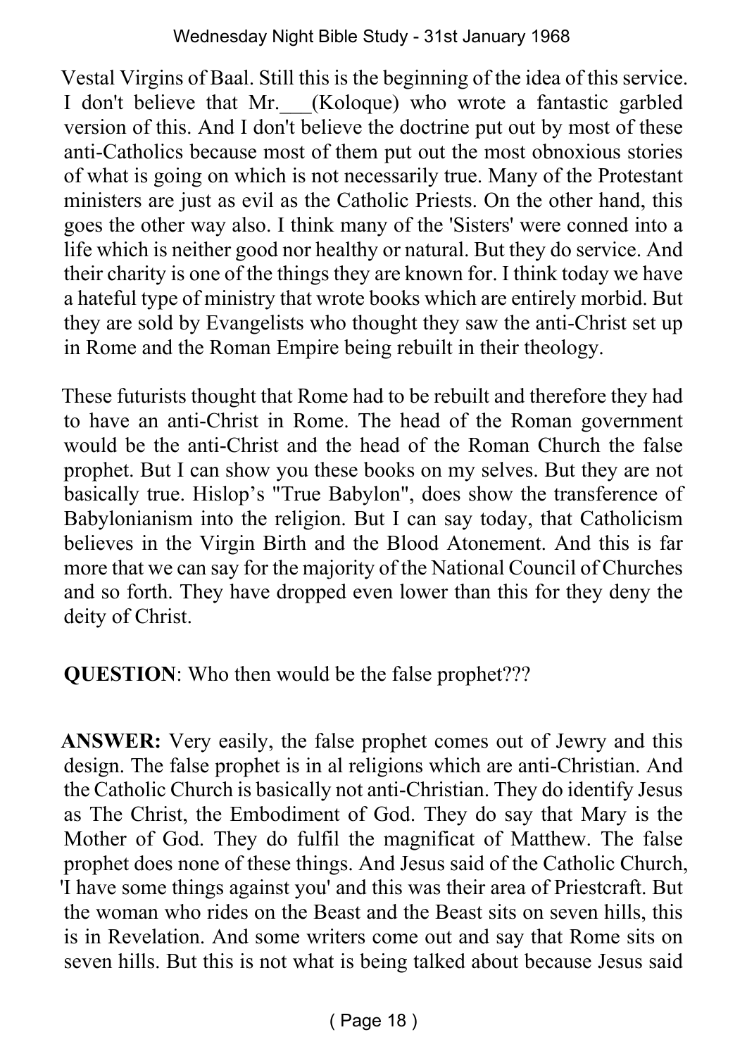Vestal Virgins of Baal. Still this is the beginning of the idea of this service. I don't believe that Mr.___(Koloque) who wrote a fantastic garbled version of this. And I don't believe the doctrine put out by most of these anti-Catholics because most of them put out the most obnoxious stories of what is going on which is not necessarily true. Many of the Protestant ministers are just as evil as the Catholic Priests. On the other hand, this goes the other way also. I think many of the 'Sisters' were conned into a life which is neither good nor healthy or natural. But they do service. And their charity is one of the things they are known for. I think today we have a hateful type of ministry that wrote books which are entirely morbid. But they are sold by Evangelists who thought they saw the anti-Christ set up in Rome and the Roman Empire being rebuilt in their theology.

These futurists thought that Rome had to be rebuilt and therefore they had to have an anti-Christ in Rome. The head of the Roman government would be the anti-Christ and the head of the Roman Church the false prophet. But I can show you these books on my selves. But they are not basically true. Hislop's "True Babylon", does show the transference of Babylonianism into the religion. But I can say today, that Catholicism believes in the Virgin Birth and the Blood Atonement. And this is far more that we can say for the majority of the National Council of Churches and so forth. They have dropped even lower than this for they deny the deity of Christ.

**QUESTION**: Who then would be the false prophet???

**ANSWER:** Very easily, the false prophet comes out of Jewry and this design. The false prophet is in al religions which are anti-Christian. And the Catholic Church is basically not anti-Christian. They do identify Jesus as The Christ, the Embodiment of God. They do say that Mary is the Mother of God. They do fulfil the magnificat of Matthew. The false prophet does none of these things. And Jesus said of the Catholic Church, 'I have some things against you' and this was their area of Priestcraft. But the woman who rides on the Beast and the Beast sits on seven hills, this is in Revelation. And some writers come out and say that Rome sits on seven hills. But this is not what is being talked about because Jesus said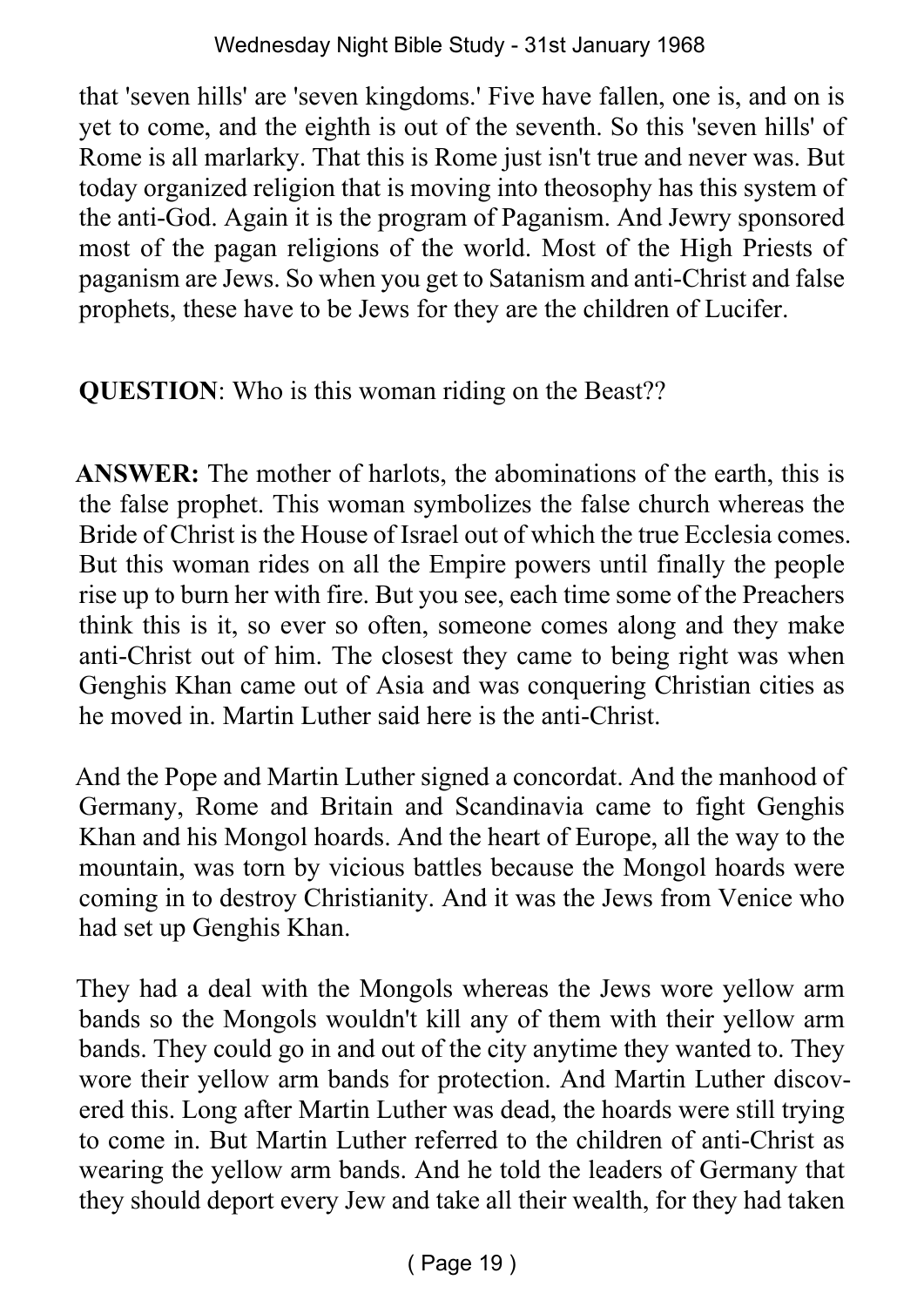that 'seven hills' are 'seven kingdoms.' Five have fallen, one is, and on is yet to come, and the eighth is out of the seventh. So this 'seven hills' of Rome is all marlarky. That this is Rome just isn't true and never was. But today organized religion that is moving into theosophy has this system of the anti-God. Again it is the program of Paganism. And Jewry sponsored most of the pagan religions of the world. Most of the High Priests of paganism are Jews. So when you get to Satanism and anti-Christ and false prophets, these have to be Jews for they are the children of Lucifer.

**QUESTION**: Who is this woman riding on the Beast??

**ANSWER:** The mother of harlots, the abominations of the earth, this is the false prophet. This woman symbolizes the false church whereas the Bride of Christ is the House of Israel out of which the true Ecclesia comes. But this woman rides on all the Empire powers until finally the people rise up to burn her with fire. But you see, each time some of the Preachers think this is it, so ever so often, someone comes along and they make anti-Christ out of him. The closest they came to being right was when Genghis Khan came out of Asia and was conquering Christian cities as he moved in. Martin Luther said here is the anti-Christ.

And the Pope and Martin Luther signed a concordat. And the manhood of Germany, Rome and Britain and Scandinavia came to fight Genghis Khan and his Mongol hoards. And the heart of Europe, all the way to the mountain, was torn by vicious battles because the Mongol hoards were coming in to destroy Christianity. And it was the Jews from Venice who had set up Genghis Khan.

They had a deal with the Mongols whereas the Jews wore yellow arm bands so the Mongols wouldn't kill any of them with their yellow arm bands. They could go in and out of the city anytime they wanted to. They wore their yellow arm bands for protection. And Martin Luther discovered this. Long after Martin Luther was dead, the hoards were still trying to come in. But Martin Luther referred to the children of anti-Christ as wearing the yellow arm bands. And he told the leaders of Germany that they should deport every Jew and take all their wealth, for they had taken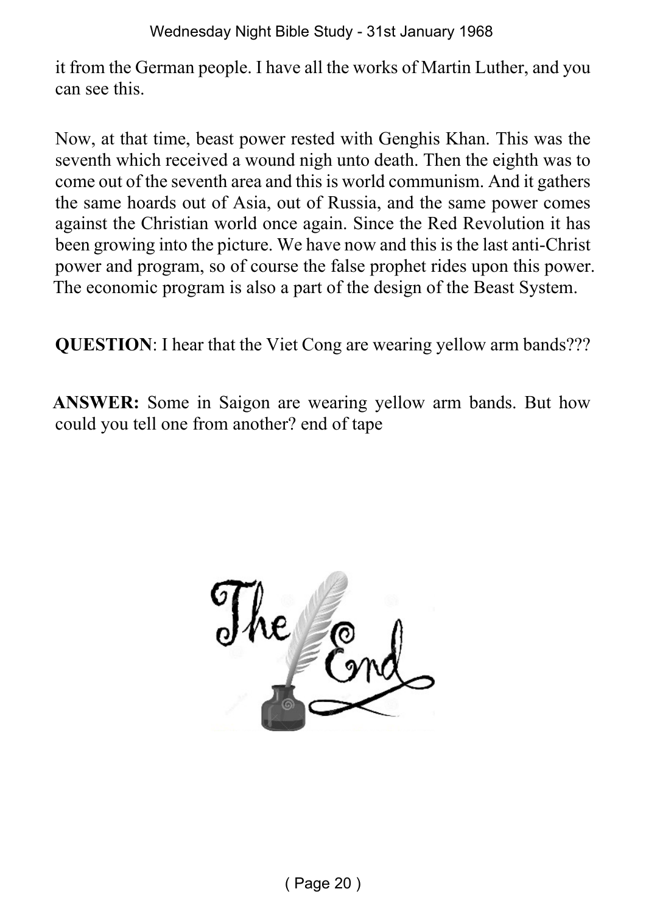it from the German people. I have all the works of Martin Luther, and you can see this.

Now, at that time, beast power rested with Genghis Khan. This was the seventh which received a wound nigh unto death. Then the eighth was to come out of the seventh area and this is world communism. And it gathers the same hoards out of Asia, out of Russia, and the same power comes against the Christian world once again. Since the Red Revolution it has been growing into the picture. We have now and this is the last anti-Christ power and program, so of course the false prophet rides upon this power. The economic program is also a part of the design of the Beast System.

**QUESTION**: I hear that the Viet Cong are wearing yellow arm bands???

**ANSWER:** Some in Saigon are wearing yellow arm bands. But how could you tell one from another? end of tape

The End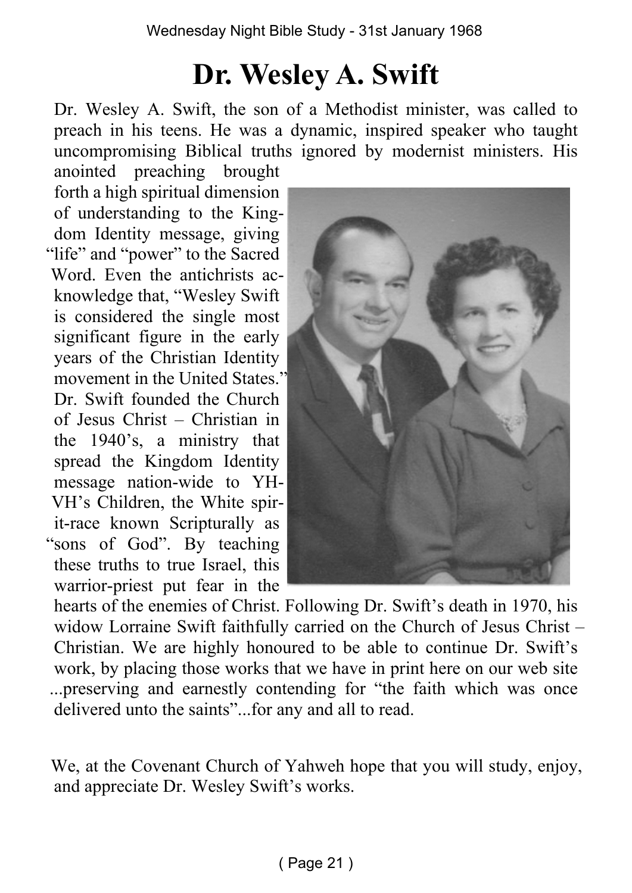# Dr. Wesley A. Swift

Dr. Wesley A. Swift, the son of a Methodist minister, was called to preach in his teens. He was a dynamic, inspired speaker who taught uncompromising Biblical truths ignored by modernist ministers. His anointed preaching brought forth a high spiritual dimension of understanding to the Kingdom Identity message, giving "life" and "power" to the Sacred Word. Even the antichrists acknowledge that, "Wesley Swift is considered the single most significant figure in the early years of the Christian Identity movement in the United States." Dr. Swift founded the Church of Jesus Christ – Christian in the 1940's, a ministry that spread the Kingdom Identity message nation-wide to YHVH's Children, the White spirit-race known Scripturally as "sons of God". By teaching these truths to true Israel, this warrior-priest put fear in the hearts of the enemies of Christ. Following Dr. Swift's death in 1970, his widow Lorraine Swift faithfully carried on the Church of Jesus Christ – Christian. We are highly honoured to be able to continue Dr. Swift's work, by placing those works that we have in print here on our web site ...preserving and earnestly contending for "the faith which was once delivered unto the saints"...for any and all to read.

We, at the Covenant Church of Yahweh hope that you will study, enjoy, and appreciate Dr. Wesley Swift's works.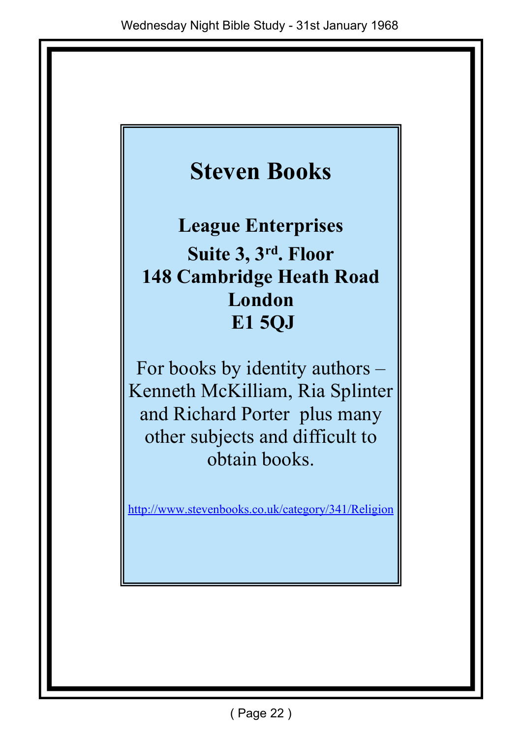# Steven Books

**League Enterprises**

**Suite 3, 3rd. Floor**

**148 Cambridge Heath Road**

**London**

**E1 5QJ**

For books by identity authors – Kenneth McKilliam, Ria Splinter and Richard Porter plus many other subjects and difficult to obtain books.

http://www.stevenbooks.co.uk/category/341/Religion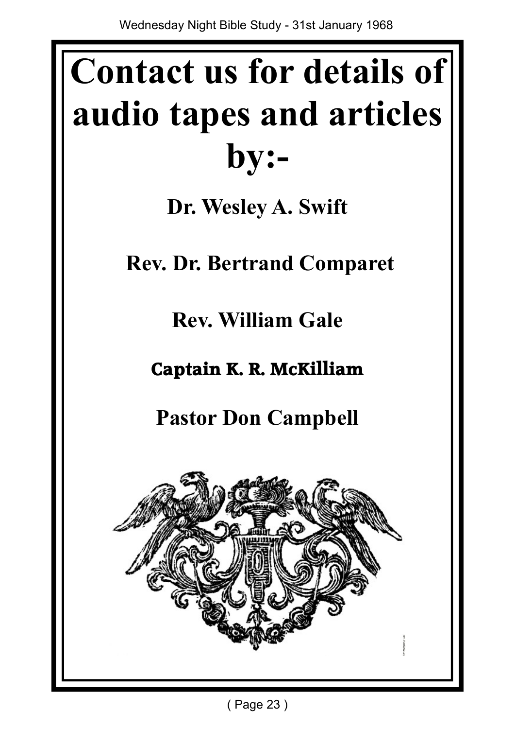# Contact us for details of audio tapes and articles by:-

**Dr. Wesley A. Swift**

**Rev. Dr. Bertrand Comparet**

**Rev. William Gale**

**Captain K. R. McKilliam**

**Pastor Don Campbell**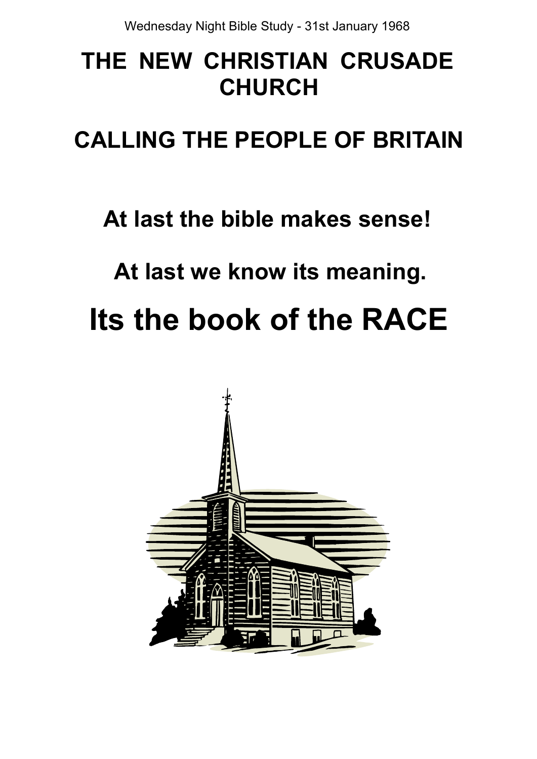Wednesday Night Bible Study - 31st January 1968

# THE NEW CHRISTIAN CRUSADE CHURCH

## CALLING THE PEOPLE OF BRITAIN

### At last the bible makes sense!

### At last we know its meaning.

# Its the book of the RACE